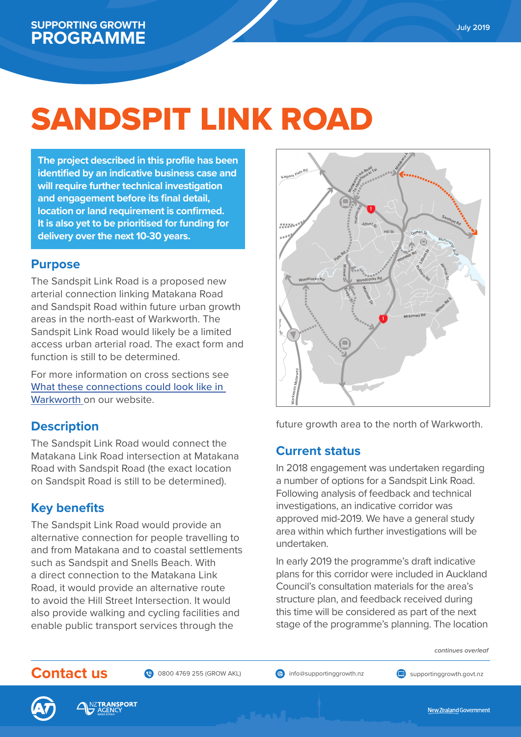SUPPORTING GROWTH **PROGRAMME**

July 2019

# SANDSPIT LINK ROAD

**The project described in this profile has been identified by an indicative business case and will require further technical investigation and engagement before its final detail, location or land requirement is confirmed. It is also yet to be prioritised for funding for delivery over the next 10-30 years.**

## Purpose

The Sandspit Link Road is a proposed new arterial connection linking Matakana Road and Sandspit Road within future urban growth areas in the north-east of Warkworth. The Sandspit Link Road would likely be a limited access urban arterial road. The exact form and function is still to be determined.

For more information on cross sections see [What these connections could look like in Warkworth](#) on our website.

## Description

The Sandspit Link Road would connect the Matakana Link Road intersection at Matakana Road with Sandspit Road (the exact location on Sandspit Road is still to be determined).

## Key benefits

The Sandspit Link Road would provide an alternative connection for people travelling to and from Matakana and to coastal settlements such as Sandspit and Snells Beach. With a direct connection to the Matakana Link Road, it would provide an alternative route to avoid the Hill Street Intersection. It would also provide walking and cycling facilities and enable public transport services through the future growth area to the north of Warkworth.

## Current status

In 2018 engagement was undertaken regarding a number of options for a Sandspit Link Road. Following analysis of feedback and technical investigations, an indicative corridor was approved mid-2019. We have a general study area within which further investigations will be undertaken.

In early 2019 the programme's draft indicative plans for this corridor were included in Auckland Council's consultation materials for the area's structure plan, and feedback received during this time will be considered as part of the next stage of the programme's planning. The location

*continues overleaf*

## Contact us

0800 4769 255 (GROW AKL) | info@supportinggrowth.nz | supportinggrowth.govt.nz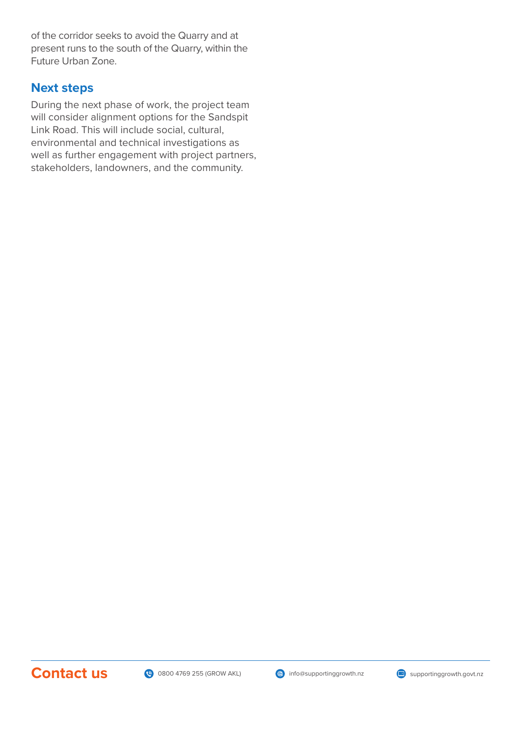of the corridor seeks to avoid the Quarry and at present runs to the south of the Quarry, within the Future Urban Zone.

## Next steps

During the next phase of work, the project team will consider alignment options for the Sandspit Link Road. This will include social, cultural, environmental and technical investigations as well as further engagement with project partners, stakeholders, landowners, and the community.

## Contact us

0800 4769 255 (GROW AKL)

info@supportinggrowth.nz

supportinggrowth.govt.nz